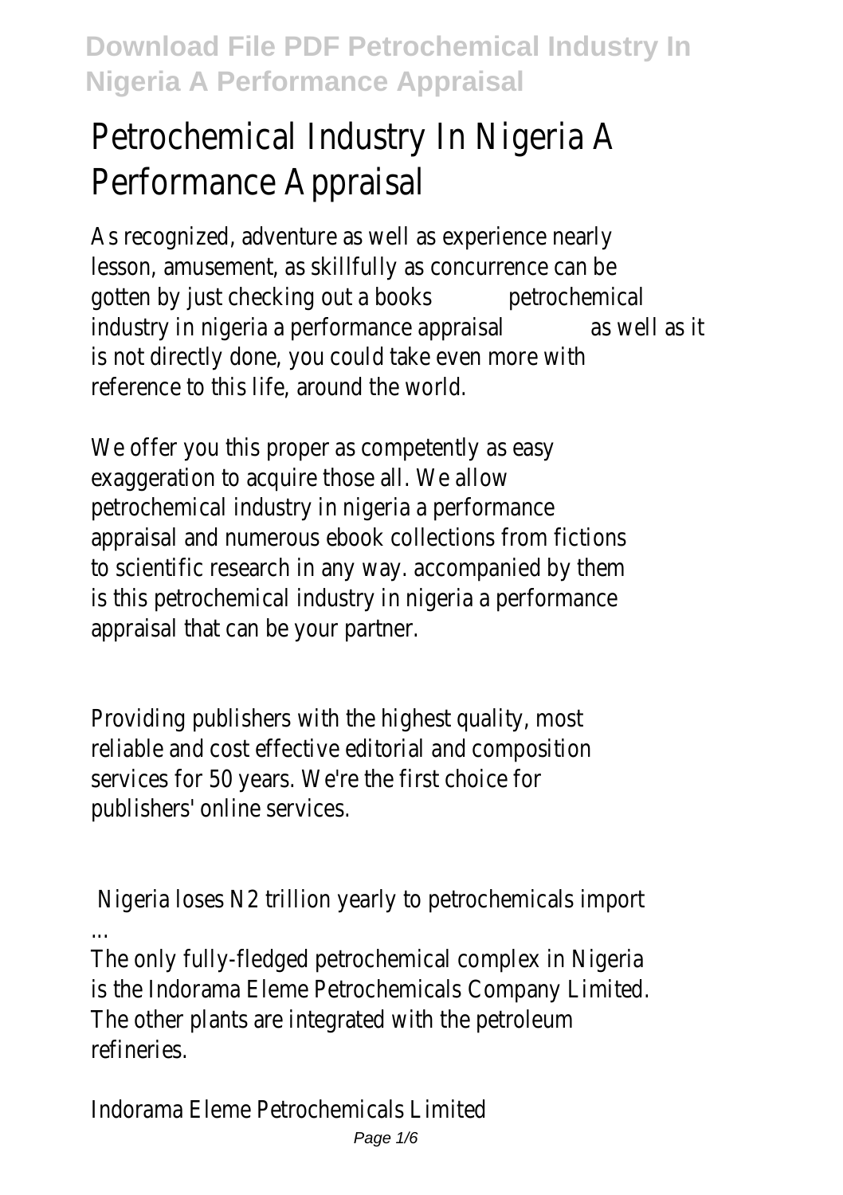# Petrochemical Industry In Nigeria A Performance Appraisal

As recognized, adventure as well as experience nearly lesson, amusement, as skillfully as concurrence can be gotten by just checking out a books **petrochemical industry in nigeria a performance appraisal** as well as it is not directly done, you could take even more with reference to this life, around the world.

We offer you this proper as competently as easy exaggeration to acquire those all. We allow petrochemical industry in nigeria a performance appraisal and numerous ebook collections from fictions to scientific research in any way. accompanied by them is this petrochemical industry in nigeria a performance appraisal that can be your partner.

Providing publishers with the highest quality, most reliable and cost effective editorial and composition services for 50 years. We're the first choice for publishers' online services.

## Nigeria loses N2 trillion yearly to petrochemicals import ...

The only fully-fledged petrochemical complex in Nigeria is the Indorama Eleme Petrochemicals Company Limited. The other plants are integrated with the petroleum refineries.

## Indorama Eleme Petrochemicals Limited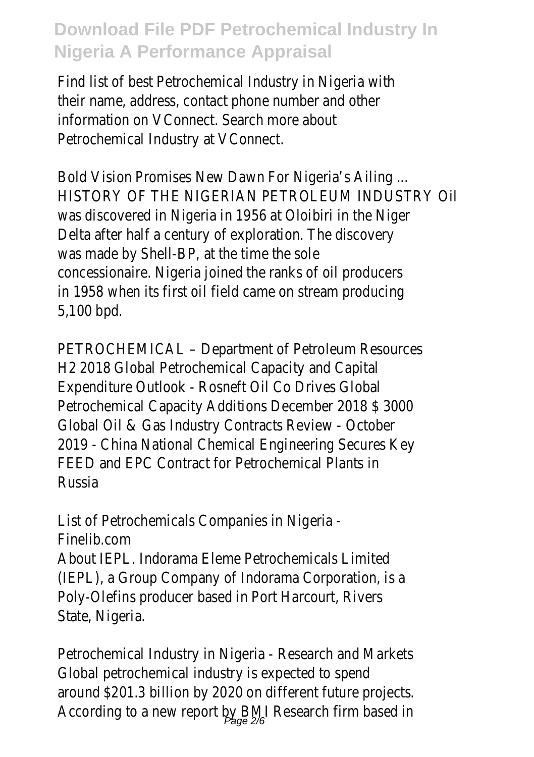Find list of best Petrochemical Industry in Nigeria with their name, address, contact phone number and other information on VConnect. Search more about Petrochemical Industry at VConnect.

Bold Vision Promises New Dawn For Nigeria's Ailing ...
HISTORY OF THE NIGERIAN PETROLEUM INDUSTRY Oil was discovered in Nigeria in 1956 at Oloibiri in the Niger Delta after half a century of exploration. The discovery was made by Shell-BP, at the time the sole concessionaire. Nigeria joined the ranks of oil producers in 1958 when its first oil field came on stream producing 5,100 bpd.

PETROCHEMICAL – Department of Petroleum Resources
H2 2018 Global Petrochemical Capacity and Capital Expenditure Outlook - Rosneft Oil Co Drives Global Petrochemical Capacity Additions December 2018 $ 3000 Global Oil & Gas Industry Contracts Review - October 2019 - China National Chemical Engineering Secures Key FEED and EPC Contract for Petrochemical Plants in Russia

List of Petrochemicals Companies in Nigeria - Finelib.com
About IEPL. Indorama Eleme Petrochemicals Limited (IEPL), a Group Company of Indorama Corporation, is a Poly-Olefins producer based in Port Harcourt, Rivers State, Nigeria.

Petrochemical Industry in Nigeria - Research and Markets
Global petrochemical industry is expected to spend around $201.3 billion by 2020 on different future projects. According to a new report by BMI Research firm based in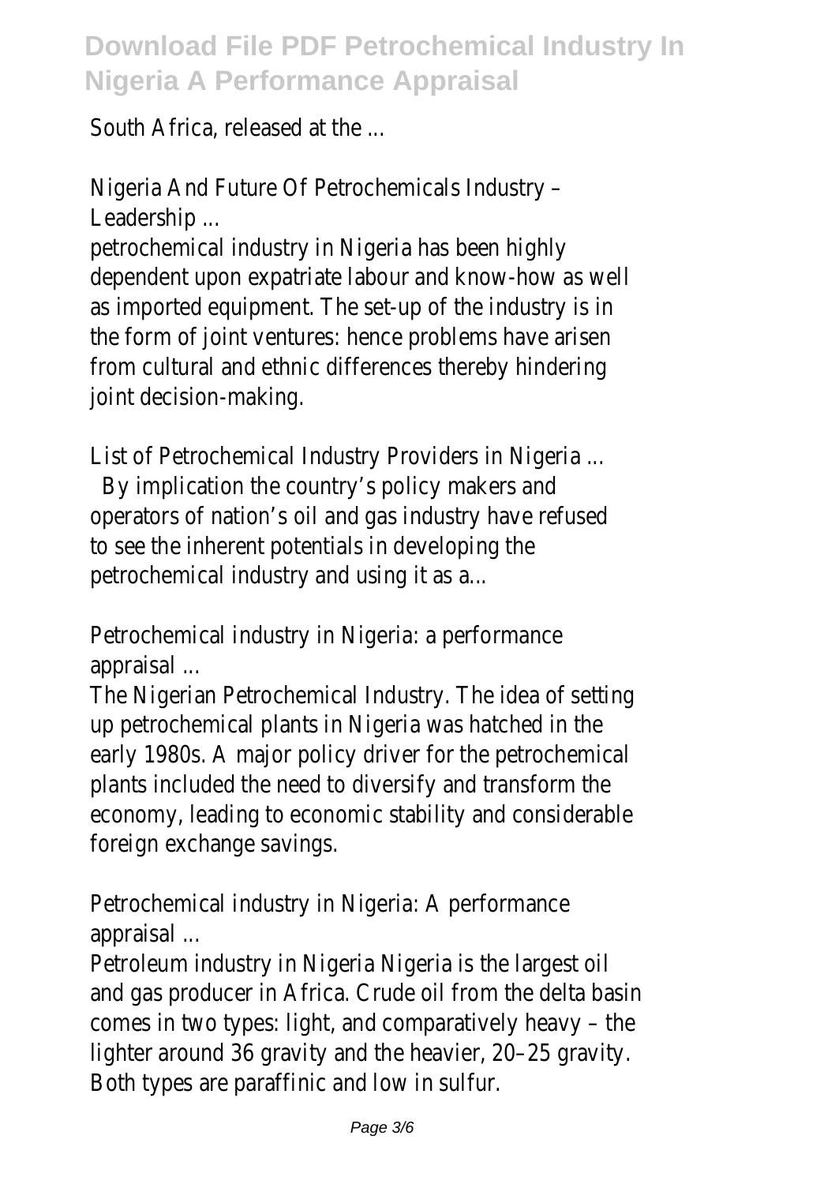South Africa, released at the ...

Nigeria And Future Of Petrochemicals Industry – Leadership ...

petrochemical industry in Nigeria has been highly dependent upon expatriate labour and know-how as well as imported equipment. The set-up of the industry is in the form of joint ventures: hence problems have arisen from cultural and ethnic differences thereby hindering joint decision-making.

List of Petrochemical Industry Providers in Nigeria ...

By implication the country's policy makers and operators of nation's oil and gas industry have refused to see the inherent potentials in developing the petrochemical industry and using it as a...

Petrochemical industry in Nigeria: a performance appraisal ...

The Nigerian Petrochemical Industry. The idea of setting up petrochemical plants in Nigeria was hatched in the early 1980s. A major policy driver for the petrochemical plants included the need to diversify and transform the economy, leading to economic stability and considerable foreign exchange savings.

Petrochemical industry in Nigeria: A performance appraisal ...

Petroleum industry in Nigeria Nigeria is the largest oil and gas producer in Africa. Crude oil from the delta basin comes in two types: light, and comparatively heavy – the lighter around 36 gravity and the heavier, 20–25 gravity. Both types are paraffinic and low in sulfur.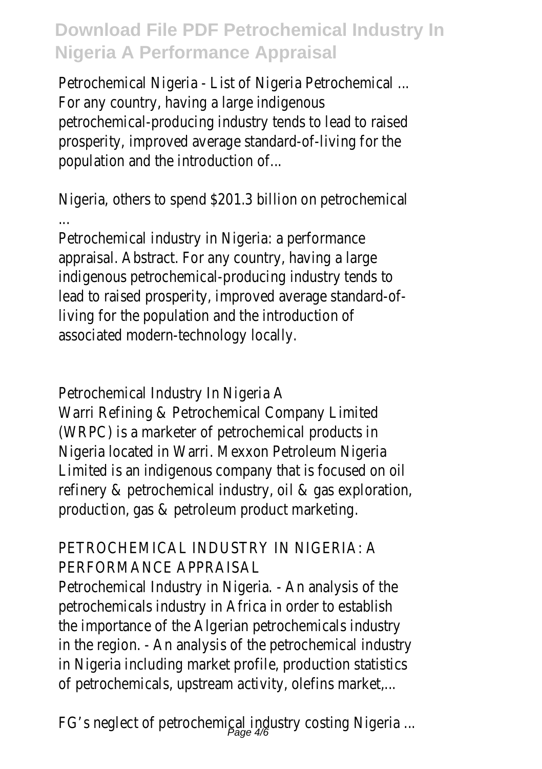Petrochemical Nigeria - List of Nigeria Petrochemical ...
For any country, having a large indigenous petrochemical-producing industry tends to lead to raised prosperity, improved average standard-of-living for the population and the introduction of...

Nigeria, others to spend $201.3 billion on petrochemical ...
Petrochemical industry in Nigeria: a performance appraisal. Abstract. For any country, having a large indigenous petrochemical-producing industry tends to lead to raised prosperity, improved average standard-of-living for the population and the introduction of associated modern-technology locally.

Petrochemical Industry In Nigeria A
Warri Refining & Petrochemical Company Limited (WRPC) is a marketer of petrochemical products in Nigeria located in Warri. Mexxon Petroleum Nigeria Limited is an indigenous company that is focused on oil refinery & petrochemical industry, oil & gas exploration, production, gas & petroleum product marketing.

PETROCHEMICAL INDUSTRY IN NIGERIA: A PERFORMANCE APPRAISAL
Petrochemical Industry in Nigeria. - An analysis of the petrochemicals industry in Africa in order to establish the importance of the Algerian petrochemicals industry in the region. - An analysis of the petrochemical industry in Nigeria including market profile, production statistics of petrochemicals, upstream activity, olefins market,...

FG's neglect of petrochemical industry costing Nigeria ...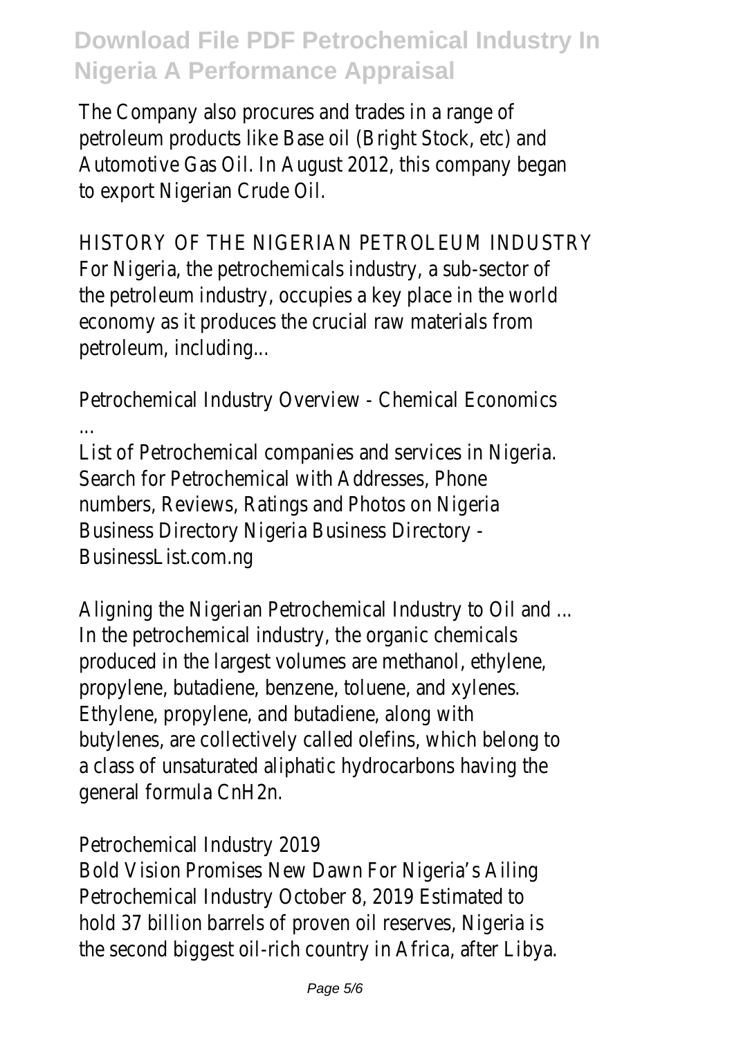The Company also procures and trades in a range of petroleum products like Base oil (Bright Stock, etc) and Automotive Gas Oil. In August 2012, this company began to export Nigerian Crude Oil.

HISTORY OF THE NIGERIAN PETROLEUM INDUSTRY
For Nigeria, the petrochemicals industry, a sub-sector of the petroleum industry, occupies a key place in the world economy as it produces the crucial raw materials from petroleum, including...

Petrochemical Industry Overview - Chemical Economics ...
List of Petrochemical companies and services in Nigeria. Search for Petrochemical with Addresses, Phone numbers, Reviews, Ratings and Photos on Nigeria Business Directory Nigeria Business Directory - BusinessList.com.ng

Aligning the Nigerian Petrochemical Industry to Oil and ...
In the petrochemical industry, the organic chemicals produced in the largest volumes are methanol, ethylene, propylene, butadiene, benzene, toluene, and xylenes. Ethylene, propylene, and butadiene, along with butylenes, are collectively called olefins, which belong to a class of unsaturated aliphatic hydrocarbons having the general formula $C_nH_{2n}$.

Petrochemical Industry 2019
Bold Vision Promises New Dawn For Nigeria's Ailing Petrochemical Industry October 8, 2019 Estimated to hold 37 billion barrels of proven oil reserves, Nigeria is the second biggest oil-rich country in Africa, after Libya.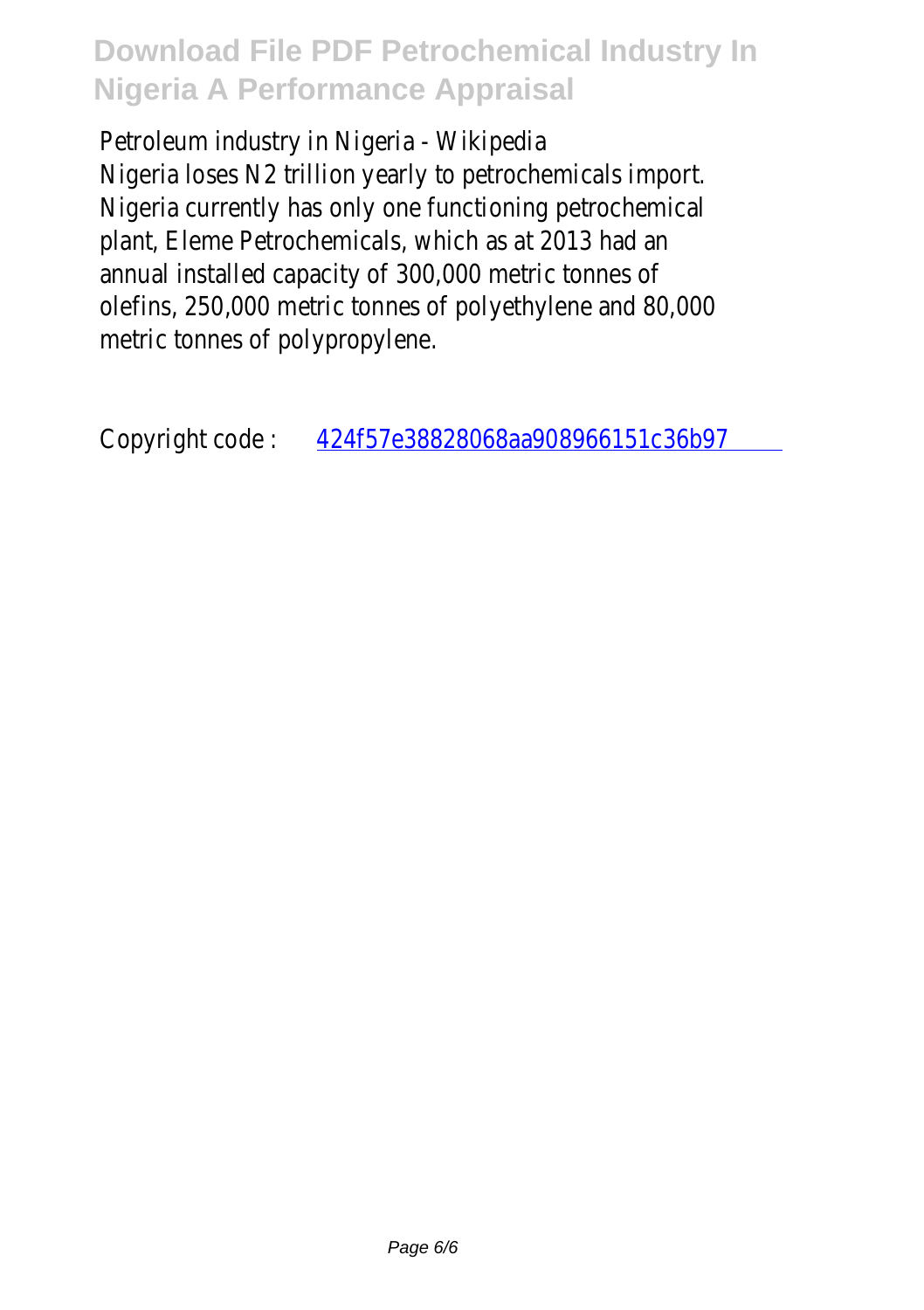Petroleum industry in Nigeria - Wikipedia
Nigeria loses N2 trillion yearly to petrochemicals import. Nigeria currently has only one functioning petrochemical plant, Eleme Petrochemicals, which as at 2013 had an annual installed capacity of 300,000 metric tonnes of olefins, 250,000 metric tonnes of polyethylene and 80,000 metric tonnes of polypropylene.

Copyright code : 424f57e38828068aa908966151c36b97